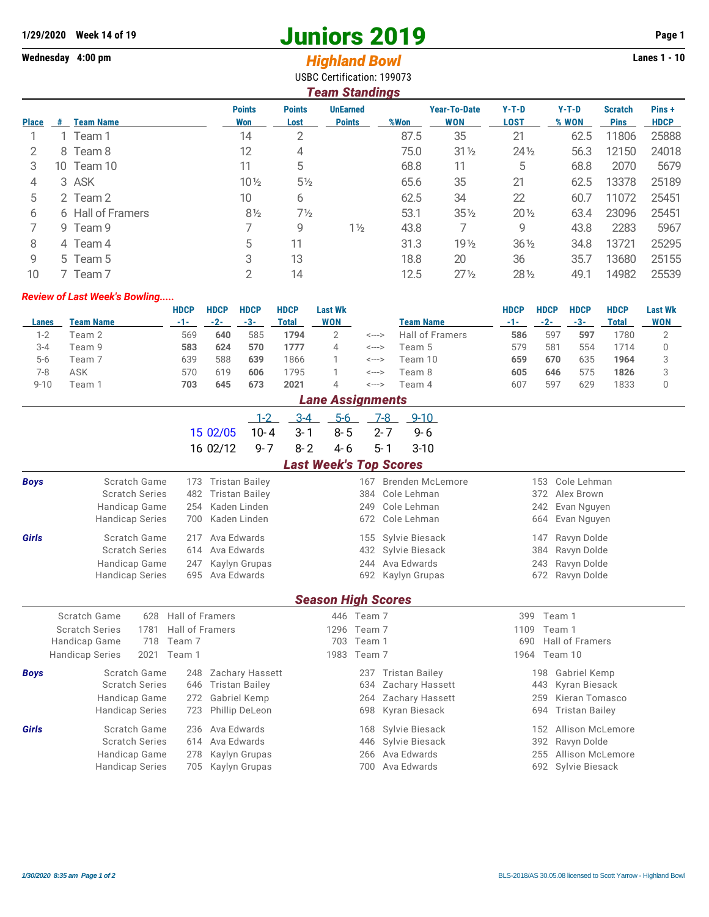**1/29/2020 Week 14 of 19** | **Page 1**

# Juniors 2019

**Wednesday 4:00 pm** | **Lanes 1 - 10**

## *Highland Bowl*

USBC Certification: 199073

## *Team Standings*

| Place | # | Team Name | Points Won | Points Lost | UnEarned Points | %Won | Year-To-Date WON | Y-T-D LOST | Y-T-D % WON | Scratch Pins | Pins + HDCP |
|---|---|---|---|---|---|---|---|---|---|---|---|
| 1 | 1 | Team 1 | 14 | 2 | | 87.5 | 35 | 21 | 62.5 | 11806 | 25888 |
| 2 | 8 | Team 8 | 12 | 4 | | 75.0 | 31½ | 24½ | 56.3 | 12150 | 24018 |
| 3 | 10 | Team 10 | 11 | 5 | | 68.8 | 11 | 5 | 68.8 | 2070 | 5679 |
| 4 | 3 | ASK | 10½ | 5½ | | 65.6 | 35 | 21 | 62.5 | 13378 | 25189 |
| 5 | 2 | Team 2 | 10 | 6 | | 62.5 | 34 | 22 | 60.7 | 11072 | 25451 |
| 6 | 6 | Hall of Framers | 8½ | 7½ | | 53.1 | 35½ | 20½ | 63.4 | 23096 | 25451 |
| 7 | 9 | Team 9 | 7 | 9 | 1½ | 43.8 | 7 | 9 | 43.8 | 2283 | 5967 |
| 8 | 4 | Team 4 | 5 | 11 | | 31.3 | 19½ | 36½ | 34.8 | 13721 | 25295 |
| 9 | 5 | Team 5 | 3 | 13 | | 18.8 | 20 | 36 | 35.7 | 13680 | 25155 |
| 10 | 7 | Team 7 | 2 | 14 | | 12.5 | 27½ | 28½ | 49.1 | 14982 | 25539 |

### *Review of Last Week's Bowling.....*

| Lanes | Team Name | HDCP -1- | HDCP -2- | HDCP -3- | HDCP Total | Last Wk WON | | Team Name | HDCP -1- | HDCP -2- | HDCP -3- | HDCP Total | Last Wk WON |
|---|---|---|---|---|---|---|---|---|---|---|---|---|---|
| 1-2 | Team 2 | 569 | **640** | 585 | **1794** | 2 | <---> | Hall of Framers | **586** | 597 | **597** | 1780 | 2 |
| 3-4 | Team 9 | **583** | **624** | **570** | **1777** | 4 | <---> | Team 5 | 579 | 581 | 554 | 1714 | 0 |
| 5-6 | Team 7 | 639 | 588 | **639** | 1866 | 1 | <---> | Team 10 | **659** | **670** | 635 | **1964** | 3 |
| 7-8 | ASK | 570 | 619 | **606** | 1795 | 1 | <---> | Team 8 | **605** | **646** | 575 | **1826** | 3 |
| 9-10 | Team 1 | **703** | **645** | **673** | **2021** | 4 | <---> | Team 4 | 607 | 597 | 629 | 1833 | 0 |

## *Lane Assignments*

| | | 1-2 | 3-4 | 5-6 | 7-8 | 9-10 |
|---|---|---|---|---|---|---|
| 15 | 02/05 | 10- 4 | 3- 1 | 8- 5 | 2- 7 | 9- 6 |
| 16 | 02/12 | 9- 7 | 8- 2 | 4- 6 | 5- 1 | 3-10 |

## *Last Week's Top Scores*

| | | | | | | | |
|---|---|---|---|---|---|---|---|
| **Boys** | Scratch Game | 173 | Tristan Bailey | 167 | Brenden McLemore | 153 | Cole Lehman |
| | Scratch Series | 482 | Tristan Bailey | 384 | Cole Lehman | 372 | Alex Brown |
| | Handicap Game | 254 | Kaden Linden | 249 | Cole Lehman | 242 | Evan Nguyen |
| | Handicap Series | 700 | Kaden Linden | 672 | Cole Lehman | 664 | Evan Nguyen |
| **Girls** | Scratch Game | 217 | Ava Edwards | 155 | Sylvie Biesack | 147 | Ravyn Dolde |
| | Scratch Series | 614 | Ava Edwards | 432 | Sylvie Biesack | 384 | Ravyn Dolde |
| | Handicap Game | 247 | Kaylyn Grupas | 244 | Ava Edwards | 243 | Ravyn Dolde |
| | Handicap Series | 695 | Ava Edwards | 692 | Kaylyn Grupas | 672 | Ravyn Dolde |

## *Season High Scores*

| | | | | | | | |
|---|---|---|---|---|---|---|---|
| | Scratch Game | 628 | Hall of Framers | 446 | Team 7 | 399 | Team 1 |
| | Scratch Series | 1781 | Hall of Framers | 1296 | Team 7 | 1109 | Team 1 |
| | Handicap Game | 718 | Team 7 | 703 | Team 1 | 690 | Hall of Framers |
| | Handicap Series | 2021 | Team 1 | 1983 | Team 7 | 1964 | Team 10 |
| **Boys** | Scratch Game | 248 | Zachary Hassett | 237 | Tristan Bailey | 198 | Gabriel Kemp |
| | Scratch Series | 646 | Tristan Bailey | 634 | Zachary Hassett | 443 | Kyran Biesack |
| | Handicap Game | 272 | Gabriel Kemp | 264 | Zachary Hassett | 259 | Kieran Tomasco |
| | Handicap Series | 723 | Phillip DeLeon | 698 | Kyran Biesack | 694 | Tristan Bailey |
| **Girls** | Scratch Game | 236 | Ava Edwards | 168 | Sylvie Biesack | 152 | Allison McLemore |
| | Scratch Series | 614 | Ava Edwards | 446 | Sylvie Biesack | 392 | Ravyn Dolde |
| | Handicap Game | 278 | Kaylyn Grupas | 266 | Ava Edwards | 255 | Allison McLemore |
| | Handicap Series | 705 | Kaylyn Grupas | 700 | Ava Edwards | 692 | Sylvie Biesack |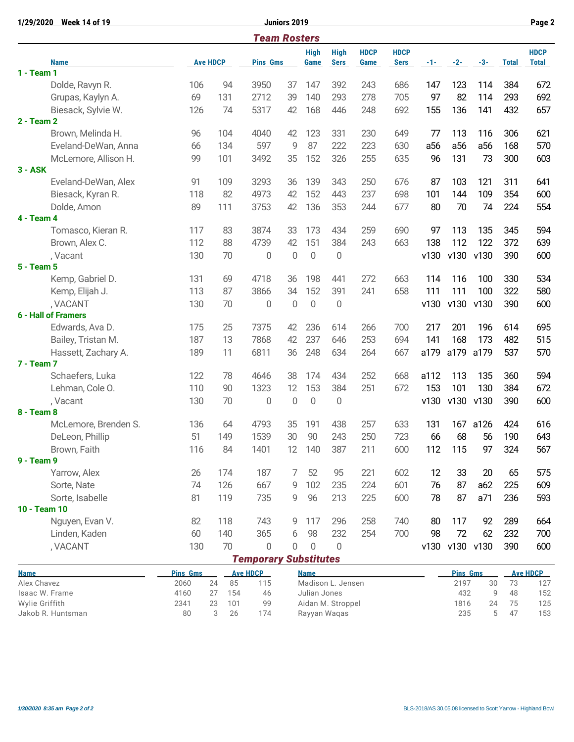## Team Rosters

| Name | Ave | HDCP | Pins | Gms | High Game | High Sers | HDCP Game | HDCP Sers | -1- | -2- | -3- | Total | HDCP Total |
|---|---|---|---|---|---|---|---|---|---|---|---|---|---|
| **1 - Team 1** | | | | | | | | | | | | | |
| Dolde, Ravyn R. | 106 | 94 | 3950 | 37 | 147 | 392 | 243 | 686 | 147 | 123 | 114 | 384 | 672 |
| Grupas, Kaylyn A. | 69 | 131 | 2712 | 39 | 140 | 293 | 278 | 705 | 97 | 82 | 114 | 293 | 692 |
| Biesack, Sylvie W. | 126 | 74 | 5317 | 42 | 168 | 446 | 248 | 692 | 155 | 136 | 141 | 432 | 657 |
| **2 - Team 2** | | | | | | | | | | | | | |
| Brown, Melinda H. | 96 | 104 | 4040 | 42 | 123 | 331 | 230 | 649 | 77 | 113 | 116 | 306 | 621 |
| Eveland-DeWan, Anna | 66 | 134 | 597 | 9 | 87 | 222 | 223 | 630 | a56 | a56 | a56 | 168 | 570 |
| McLemore, Allison H. | 99 | 101 | 3492 | 35 | 152 | 326 | 255 | 635 | 96 | 131 | 73 | 300 | 603 |
| **3 - ASK** | | | | | | | | | | | | | |
| Eveland-DeWan, Alex | 91 | 109 | 3293 | 36 | 139 | 343 | 250 | 676 | 87 | 103 | 121 | 311 | 641 |
| Biesack, Kyran R. | 118 | 82 | 4973 | 42 | 152 | 443 | 237 | 698 | 101 | 144 | 109 | 354 | 600 |
| Dolde, Amon | 89 | 111 | 3753 | 42 | 136 | 353 | 244 | 677 | 80 | 70 | 74 | 224 | 554 |
| **4 - Team 4** | | | | | | | | | | | | | |
| Tomasco, Kieran R. | 117 | 83 | 3874 | 33 | 173 | 434 | 259 | 690 | 97 | 113 | 135 | 345 | 594 |
| Brown, Alex C. | 112 | 88 | 4739 | 42 | 151 | 384 | 243 | 663 | 138 | 112 | 122 | 372 | 639 |
| , Vacant | 130 | 70 | 0 | 0 | 0 | 0 | | | v130 | v130 | v130 | 390 | 600 |
| **5 - Team 5** | | | | | | | | | | | | | |
| Kemp, Gabriel D. | 131 | 69 | 4718 | 36 | 198 | 441 | 272 | 663 | 114 | 116 | 100 | 330 | 534 |
| Kemp, Elijah J. | 113 | 87 | 3866 | 34 | 152 | 391 | 241 | 658 | 111 | 111 | 100 | 322 | 580 |
| , VACANT | 130 | 70 | 0 | 0 | 0 | 0 | | | v130 | v130 | v130 | 390 | 600 |
| **6 - Hall of Framers** | | | | | | | | | | | | | |
| Edwards, Ava D. | 175 | 25 | 7375 | 42 | 236 | 614 | 266 | 700 | 217 | 201 | 196 | 614 | 695 |
| Bailey, Tristan M. | 187 | 13 | 7868 | 42 | 237 | 646 | 253 | 694 | 141 | 168 | 173 | 482 | 515 |
| Hassett, Zachary A. | 189 | 11 | 6811 | 36 | 248 | 634 | 264 | 667 | a179 | a179 | a179 | 537 | 570 |
| **7 - Team 7** | | | | | | | | | | | | | |
| Schaefers, Luka | 122 | 78 | 4646 | 38 | 174 | 434 | 252 | 668 | a112 | 113 | 135 | 360 | 594 |
| Lehman, Cole O. | 110 | 90 | 1323 | 12 | 153 | 384 | 251 | 672 | 153 | 101 | 130 | 384 | 672 |
| , Vacant | 130 | 70 | 0 | 0 | 0 | 0 | | | v130 | v130 | v130 | 390 | 600 |
| **8 - Team 8** | | | | | | | | | | | | | |
| McLemore, Brenden S. | 136 | 64 | 4793 | 35 | 191 | 438 | 257 | 633 | 131 | 167 | a126 | 424 | 616 |
| DeLeon, Phillip | 51 | 149 | 1539 | 30 | 90 | 243 | 250 | 723 | 66 | 68 | 56 | 190 | 643 |
| Brown, Faith | 116 | 84 | 1401 | 12 | 140 | 387 | 211 | 600 | 112 | 115 | 97 | 324 | 567 |
| **9 - Team 9** | | | | | | | | | | | | | |
| Yarrow, Alex | 26 | 174 | 187 | 7 | 52 | 95 | 221 | 602 | 12 | 33 | 20 | 65 | 575 |
| Sorte, Nate | 74 | 126 | 667 | 9 | 102 | 235 | 224 | 601 | 76 | 87 | a62 | 225 | 609 |
| Sorte, Isabelle | 81 | 119 | 735 | 9 | 96 | 213 | 225 | 600 | 78 | 87 | a71 | 236 | 593 |
| **10 - Team 10** | | | | | | | | | | | | | |
| Nguyen, Evan V. | 82 | 118 | 743 | 9 | 117 | 296 | 258 | 740 | 80 | 117 | 92 | 289 | 664 |
| Linden, Kaden | 60 | 140 | 365 | 6 | 98 | 232 | 254 | 700 | 98 | 72 | 62 | 232 | 700 |
| , VACANT | 130 | 70 | 0 | 0 | 0 | 0 | | | v130 | v130 | v130 | 390 | 600 |

## Temporary Substitutes

| Name | Pins | Gms | Ave | HDCP | Name | Pins | Gms | Ave | HDCP |
|---|---|---|---|---|---|---|---|---|---|
| Alex Chavez | 2060 | 24 | 85 | 115 | Madison L. Jensen | 2197 | 30 | 73 | 127 |
| Isaac W. Frame | 4160 | 27 | 154 | 46 | Julian Jones | 432 | 9 | 48 | 152 |
| Wylie Griffith | 2341 | 23 | 101 | 99 | Aidan M. Stroppel | 1816 | 24 | 75 | 125 |
| Jakob R. Huntsman | 80 | 3 | 26 | 174 | Rayyan Waqas | 235 | 5 | 47 | 153 |